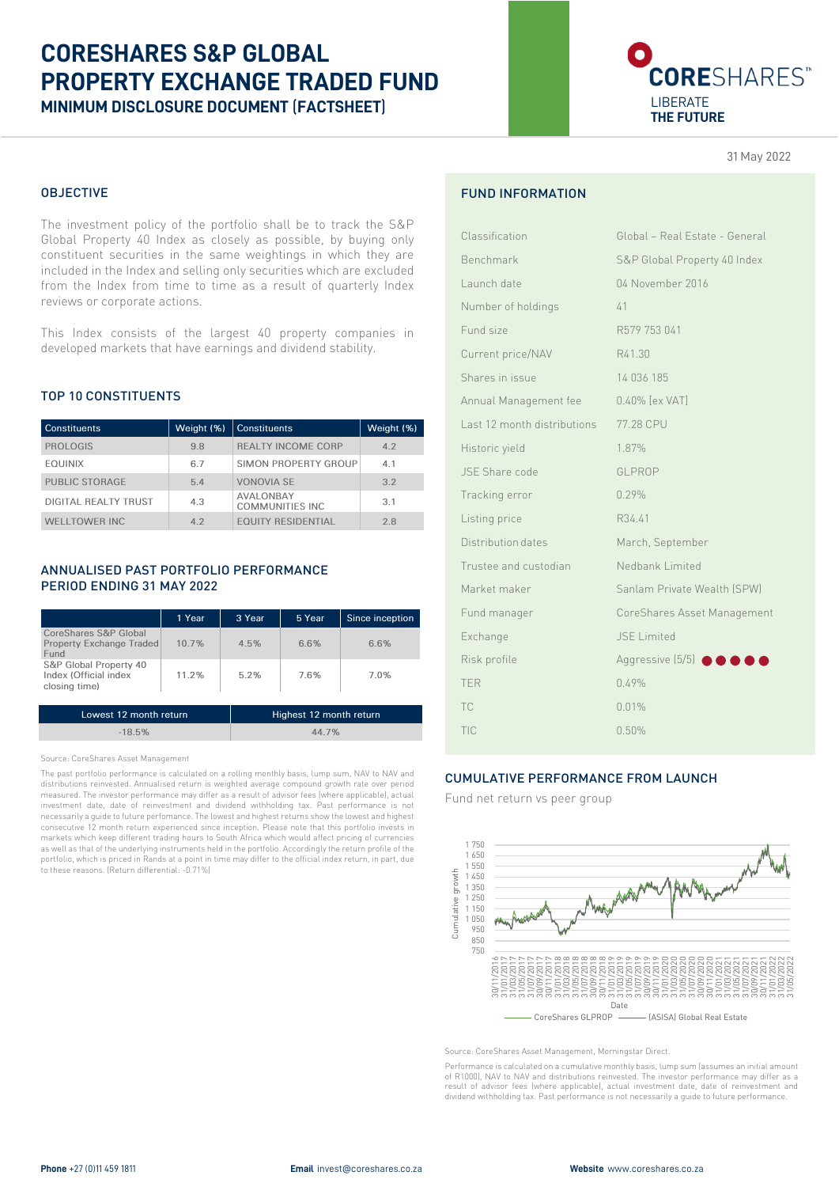# CORESHARES S&P GLOBAL PROPERTY EXCHANGE TRADED FUND

## MINIMUM DISCLOSURE DOCUMENT (FACTSHEET)

CORESHARES™ LIBERATE THE FUTURE

31 May 2022

## OBJECTIVE

The investment policy of the portfolio shall be to track the S&P Global Property 40 Index as closely as possible, by buying only constituent securities in the same weightings in which they are included in the Index and selling only securities which are excluded from the Index from time to time as a result of quarterly Index reviews or corporate actions.

This Index consists of the largest 40 property companies in developed markets that have earnings and dividend stability.

## TOP 10 CONSTITUENTS

| Constituents | Weight (%) | Constituents | Weight (%) |
|---|---|---|---|
| PROLOGIS | 9.8 | REALTY INCOME CORP | 4.2 |
| EQUINIX | 6.7 | SIMON PROPERTY GROUP | 4.1 |
| PUBLIC STORAGE | 5.4 | VONOVIA SE | 3.2 |
| DIGITAL REALTY TRUST | 4.3 | AVALONBAY COMMUNITIES INC | 3.1 |
| WELLTOWER INC | 4.2 | EQUITY RESIDENTIAL | 2.8 |

## ANNUALISED PAST PORTFOLIO PERFORMANCE PERIOD ENDING 31 MAY 2022

| | 1 Year | 3 Year | 5 Year | Since inception |
|---|---|---|---|---|
| CoreShares S&P Global Property Exchange Traded Fund | 10.7% | 4.5% | 6.6% | 6.6% |
| S&P Global Property 40 Index (Official index closing time) | 11.2% | 5.2% | 7.6% | 7.0% |

| Lowest 12 month return | Highest 12 month return |
|---|---|
| -18.5% | 44.7% |

Source: CoreShares Asset Management

The past portfolio performance is calculated on a rolling monthly basis, lump sum, NAV to NAV and distributions reinvested. Annualised return is weighted average compound growth rate over period measured. The investor performance may differ as a result of advisor fees (where applicable), actual investment date, date of reinvestment and dividend withholding tax. Past performance is not necessarily a guide to future perfomance. The lowest and highest returns show the lowest and highest consecutive 12 month return experienced since inception. Please note that this portfolio invests in markets which keep different trading hours to South Africa which would affect pricing of currencies as well as that of the underlying instruments held in the portfolio. Accordingly the return profile of the portfolio, which is priced in Rands at a point in time may differ to the official index return, in part, due to these reasons. (Return differential: -0.71%)

## FUND INFORMATION

| | |
|---|---|
| Classification | Global – Real Estate - General |
| Benchmark | S&P Global Property 40 Index |
| Launch date | 04 November 2016 |
| Number of holdings | 41 |
| Fund size | R579 753 041 |
| Current price/NAV | R41.30 |
| Shares in issue | 14 036 185 |
| Annual Management fee | 0.40% (ex VAT) |
| Last 12 month distributions | 77.28 CPU |
| Historic yield | 1.87% |
| JSE Share code | GLPROP |
| Tracking error | 0.29% |
| Listing price | R34.41 |
| Distribution dates | March, September |
| Trustee and custodian | Nedbank Limited |
| Market maker | Sanlam Private Wealth (SPW) |
| Fund manager | CoreShares Asset Management |
| Exchange | JSE Limited |
| Risk profile | Aggressive (5/5) ●●●●● |
| TER | 0.49% |
| TC | 0.01% |
| TIC | 0.50% |

## CUMULATIVE PERFORMANCE FROM LAUNCH

Fund net return vs peer group

Source: CoreShares Asset Management, Morningstar Direct.

Performance is calculated on a cumulative monthly basis, lump sum (assumes an initial amount of R1000), NAV to NAV and distributions reinvested. The investor performance may differ as a result of advisor fees (where applicable), actual investment date, date of reinvestment and dividend withholding tax. Past performance is not necessarily a guide to future performance.

**Phone** +27 (0)11 459 1811 **Email** invest@coreshares.co.za **Website** www.coreshares.co.za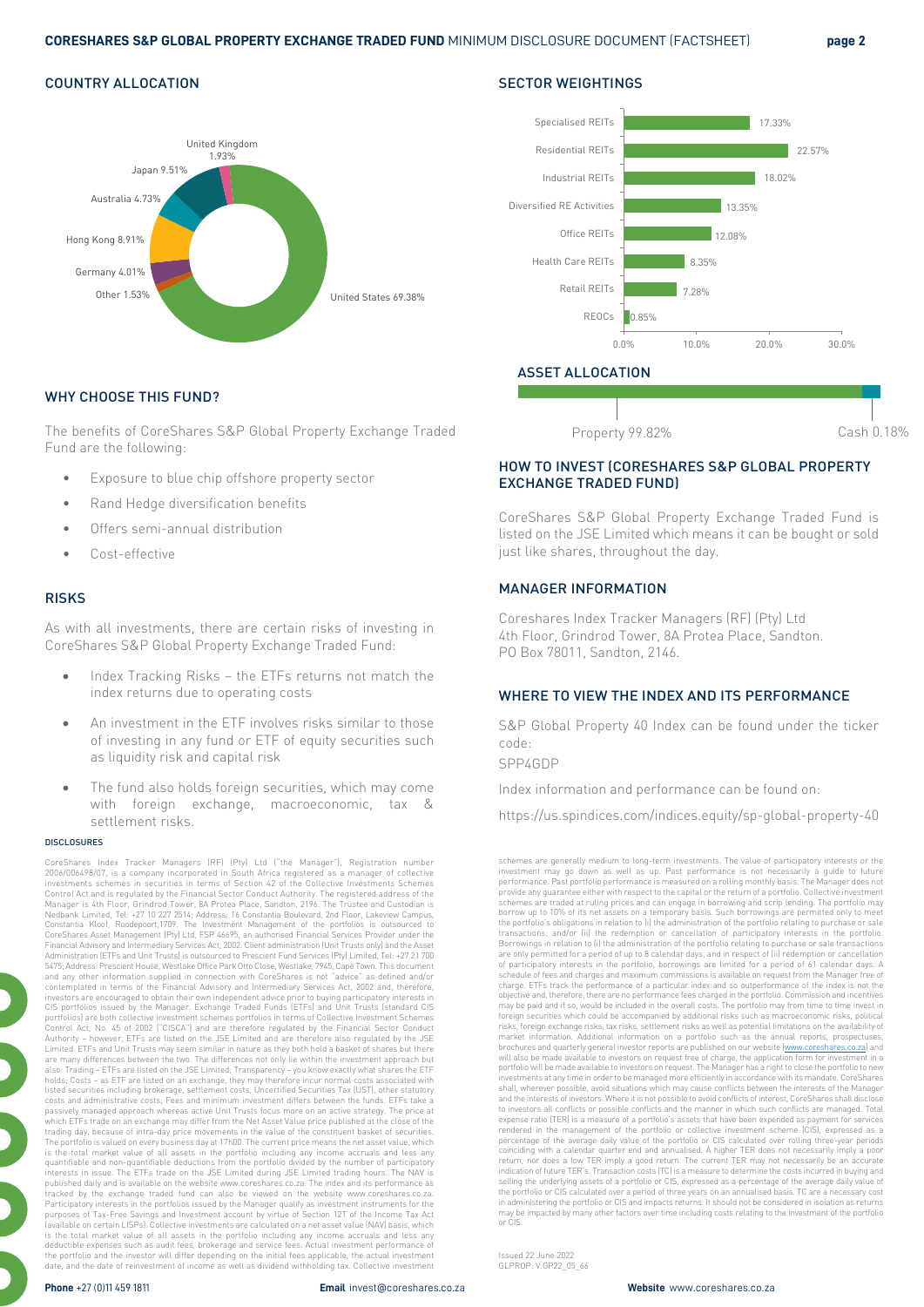## COUNTRY ALLOCATION

United Kingdom 1.93%
Japan 9.51%
Australia 4.73%
Hong Kong 8.91%
Germany 4.01%
Other 1.53%
United States 69.38%

## SECTOR WEIGHTINGS

Specialised REITs 17.33%
Residential REITs 22.57%
Industrial REITs 18.02%
Diversified RE Activities 13.35%
Office REITs 12.08%
Health Care REITs 8.35%
Retail REITs 7.28%
REOCs 0.85%

0.0% 10.0% 20.0% 30.0%

## ASSET ALLOCATION

Property 99.82%
Cash 0.18%

## WHY CHOOSE THIS FUND?

The benefits of CoreShares S&P Global Property Exchange Traded Fund are the following:

- Exposure to blue chip offshore property sector
- Rand Hedge diversification benefits
- Offers semi-annual distribution
- Cost-effective

## RISKS

As with all investments, there are certain risks of investing in CoreShares S&P Global Property Exchange Traded Fund:

- Index Tracking Risks – the ETFs returns not match the index returns due to operating costs
- An investment in the ETF involves risks similar to those of investing in any fund or ETF of equity securities such as liquidity risk and capital risk
- The fund also holds foreign securities, which may come with foreign exchange, macroeconomic, tax & settlement risks.

## HOW TO INVEST (CORESHARES S&P GLOBAL PROPERTY EXCHANGE TRADED FUND)

CoreShares S&P Global Property Exchange Traded Fund is listed on the JSE Limited which means it can be bought or sold just like shares, throughout the day.

## MANAGER INFORMATION

Coreshares Index Tracker Managers (RF) (Pty) Ltd
4th Floor, Grindrod Tower, 8A Protea Place, Sandton.
PO Box 78011, Sandton, 2146.

## WHERE TO VIEW THE INDEX AND ITS PERFORMANCE

S&P Global Property 40 Index can be found under the ticker code:

SPP4GDP

Index information and performance can be found on:

https://us.spindices.com/indices.equity/sp-global-property-40

### DISCLOSURES

CoreShares Index Tracker Managers (RF) (Pty) Ltd ("the Manager"), Registration number 2006/006498/07, is a company incorporated in South Africa registered as a manager of collective investments schemes in securities in terms of Section 42 of the Collective Investments Schemes Control Act and is regulated by the Financial Sector Conduct Authority. The registered address of the Manager is 4th Floor, Grindrod Tower, 8A Protea Place, Sandton, 2196. The Trustee and Custodian is Nedbank Limited, Tel: +27 10 227 2514; Address: 16 Constantia Boulevard, 2nd Floor, Lakeview Campus, Constantia Kloof, Roodepoort,1709. The Investment Management of the portfolios is outsourced to CoreShares Asset Management (Pty) Ltd, FSP 46695, an authorised Financial Services Provider under the Financial Advisory and Intermediary Services Act, 2002. Client administration (Unit Trusts only) and the Asset Administration (ETFs and Unit Trusts) is outsourced to Prescient Fund Services (Pty) Limited, Tel: +27 21 700 5475; Address: Prescient House, Westlake Office Park Otto Close, Westlake, 7945, Cape Town. This document and any other information supplied in connection with CoreShares is not "advice" as defined and/or contemplated in terms of the Financial Advisory and Intermediary Services Act, 2002 and, therefore, investors are encouraged to obtain their own independent advice prior to buying participatory interests in CIS portfolios issued by the Manager. Exchange Traded Funds (ETFs) and Unit Trusts (standard CIS portfolios) are both collective investment schemes portfolios in terms of Collective Investment Schemes Control Act, No. 45 of 2002 ("CISCA") and are therefore regulated by the Financial Sector Conduct Authority – however, ETFs are listed on the JSE Limited and are therefore also regulated by the JSE Limited. ETFs and Unit Trusts may seem similar in nature as they both hold a basket of shares but there are many differences between the two. The differences not only lie within the investment approach but also: Trading – ETFs are listed on the JSE Limited; Transparency – you know exactly what shares the ETF holds; Costs – as ETF are listed on an exchange, they may therefore incur normal costs associated with listed securities including brokerage, settlement costs, Uncertified Securities Tax (UST), other statutory costs and administrative costs; Fees and minimum investment differs between the funds. ETFs take a passively managed approach whereas active Unit Trusts focus more on an active strategy. The price at which ETFs trade on an exchange may differ from the Net Asset Value price published at the close of the trading day, because of intra-day price movements in the value of the constituent basket of securities. The portfolio is valued on every business day at 17h00. The current price means the net asset value, which is the total market value of all assets in the portfolio including any income accruals and less any quantifiable and non-quantifiable deductions from the portfolio divided by the number of participatory interests in issue. The ETFs trade on the JSE Limited during JSE Limited trading hours. The NAV is published daily and is available on the website www.coreshares.co.za. The index and its performance as tracked by the exchange traded fund can also be viewed on the website www.coreshares.co.za. Participatory interests in the portfolios issued by the Manager qualify as investment instruments for the purposes of Tax-Free Savings and Investment account by virtue of Section 12T of the Income Tax Act (available on certain LISPs). Collective investments are calculated on a net asset value (NAV) basis, which is the total market value of all assets in the portfolio including any income accruals and less any deductible expenses such as audit fees, brokerage and service fees. Actual investment performance of the portfolio and the investor will differ depending on the initial fees applicable, the actual investment date, and the date of reinvestment of income as well as dividend withholding tax. Collective investment schemes are generally medium to long-term investments. The value of participatory interests or the investment may go down as well as up. Past performance is not necessarily a guide to future performance. Past portfolio performance is measured on a rolling monthly basis. The Manager does not provide any guarantee either with respect to the capital or the return of a portfolio. Collective investment schemes are traded at ruling prices and can engage in borrowing and scrip lending. The portfolio may borrow up to 10% of its net assets on a temporary basis. Such borrowings are permitted only to meet the portfolio's obligations in relation to (i) the administration of the portfolio relating to purchase or sale transactions; and/or (ii) the redemption or cancellation of participatory interests in the portfolio. Borrowings in relation to (i) the administration of the portfolio relating to purchase or sale transactions are only permitted for a period of up to 8 calendar days, and in respect of (ii) redemption or cancellation of participatory interests in the portfolio, borrowings are limited for a period of 61 calendar days. A schedule of fees and charges and maximum commissions is available on request from the Manager free of charge. ETFs track the performance of a particular index and so outperformance of the index is not the objective and, therefore, there are no performance fees charged in the portfolio. Commission and incentives may be paid and if so, would be included in the overall costs. The portfolio may from time to time invest in foreign securities which could be accompanied by additional risks such as macroeconomic risks, political risks, foreign exchange risks, tax risks, settlement risks as well as potential limitations on the availability of market information. Additional information on a portfolio such as the annual reports, prospectuses, brochures and quarterly general investor reports are published on our website (www.coreshares.co.za) and will also be made available to investors on request free of charge, the application form for investment in a portfolio will be made available to investors on request. The Manager has a right to close the portfolio to new investments at any time in order to be managed more efficiently in accordance with its mandate. CoreShares shall, wherever possible, avoid situations which may cause conflicts between the interests of the Manager and the interests of investors. Where it is not possible to avoid conflicts of interest, CoreShares shall disclose to investors all conflicts or possible conflicts and the manner in which such conflicts are managed. Total expense ratio (TER) is a measure of a portfolio's assets that have been expended as payment for services rendered in the management of the portfolio or collective investment scheme (CIS), expressed as a percentage of the average daily value of the portfolio or CIS calculated over rolling three-year periods coinciding with a calendar quarter end and annualised. A higher TER does not necessarily imply a poor return, nor does a low TER imply a good return. The current TER may not necessarily be an accurate indication of future TER's. Transaction costs (TC) is a measure to determine the costs incurred in buying and selling the underlying assets of a portfolio or CIS, expressed as a percentage of the average daily value of the portfolio or CIS calculated over a period of three years on an annualised basis. TC are a necessary cost in administering the portfolio or CIS and impacts returns. It should not be considered in isolation as returns may be impacted by many other factors over time including costs relating to the investment of the portfolio or CIS.

Issued 22 June 2022
GLPROP: V.GP22_05_66

**Phone** +27 (0)11 459 1811 **Email** invest@coreshares.co.za **Website** www.coreshares.co.za